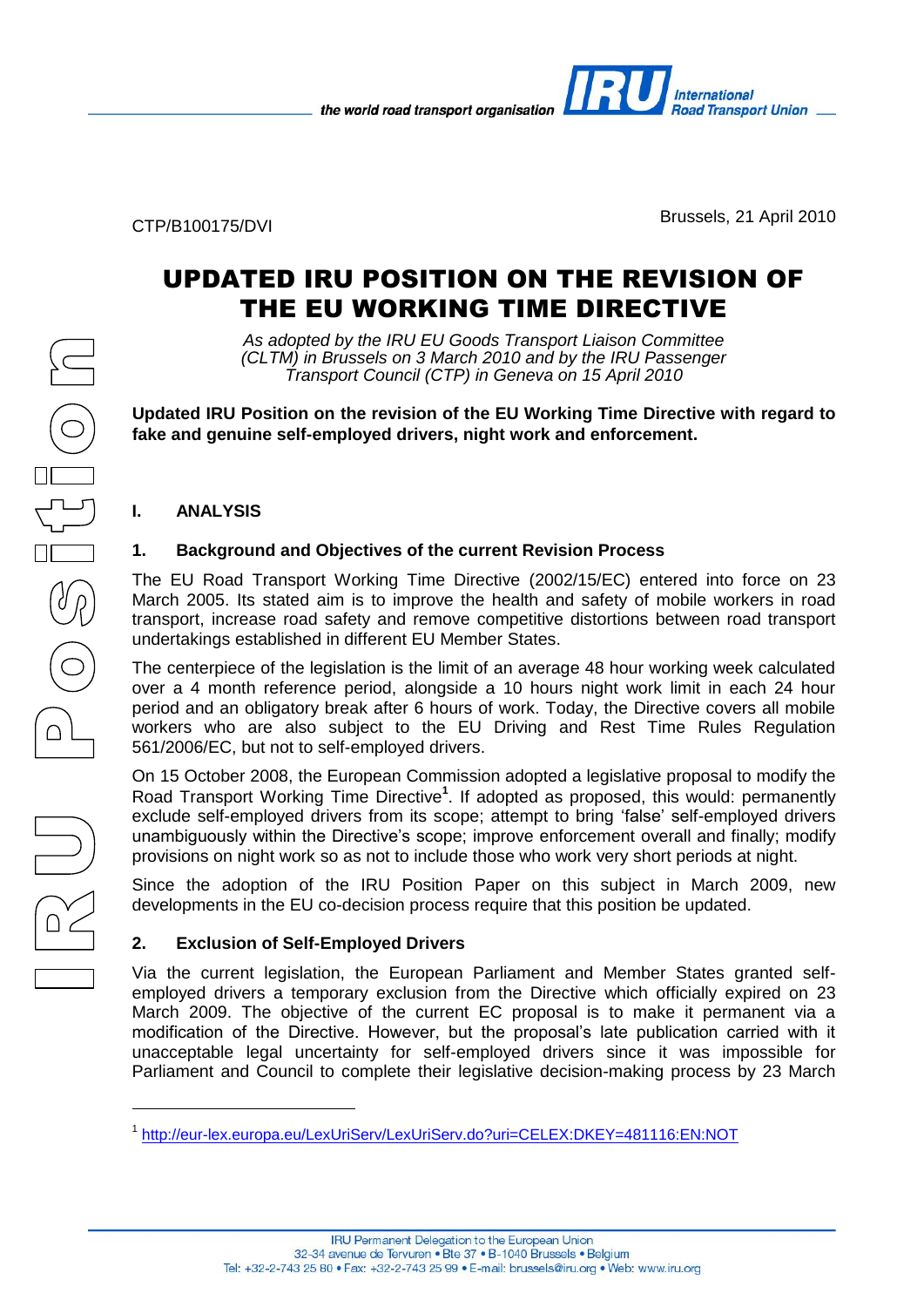CTP/B100175/DVI

Brussels, 21 April 2010

# UPDATED IRU POSITION ON THE REVISION OF THE EU WORKING TIME DIRECTIVE

*As adopted by the IRU EU Goods Transport Liaison Committee (CLTM) in Brussels on 3 March 2010 and by the IRU Passenger Transport Council (CTP) in Geneva on 15 April 2010*

**Updated IRU Position on the revision of the EU Working Time Directive with regard to fake and genuine self-employed drivers, night work and enforcement.**

## I. ANALYSIS

### 1. Background and Objectives of the current Revision Process

The EU Road Transport Working Time Directive (2002/15/EC) entered into force on 23 March 2005. Its stated aim is to improve the health and safety of mobile workers in road transport, increase road safety and remove competitive distortions between road transport undertakings established in different EU Member States.

The centerpiece of the legislation is the limit of an average 48 hour working week calculated over a 4 month reference period, alongside a 10 hours night work limit in each 24 hour period and an obligatory break after 6 hours of work. Today, the Directive covers all mobile workers who are also subject to the EU Driving and Rest Time Rules Regulation 561/2006/EC, but not to self-employed drivers.

On 15 October 2008, the European Commission adopted a legislative proposal to modify the Road Transport Working Time Directive[1]. If adopted as proposed, this would: permanently exclude self-employed drivers from its scope; attempt to bring 'false' self-employed drivers unambiguously within the Directive's scope; improve enforcement overall and finally; modify provisions on night work so as not to include those who work very short periods at night.

Since the adoption of the IRU Position Paper on this subject in March 2009, new developments in the EU co-decision process require that this position be updated.

### 2. Exclusion of Self-Employed Drivers

Via the current legislation, the European Parliament and Member States granted self-employed drivers a temporary exclusion from the Directive which officially expired on 23 March 2009. The objective of the current EC proposal is to make it permanent via a modification of the Directive. However, but the proposal's late publication carried with it unacceptable legal uncertainty for self-employed drivers since it was impossible for Parliament and Council to complete their legislative decision-making process by 23 March

---

[1] http://eur-lex.europa.eu/LexUriServ/LexUriServ.do?uri=CELEX:DKEY=481116:EN:NOT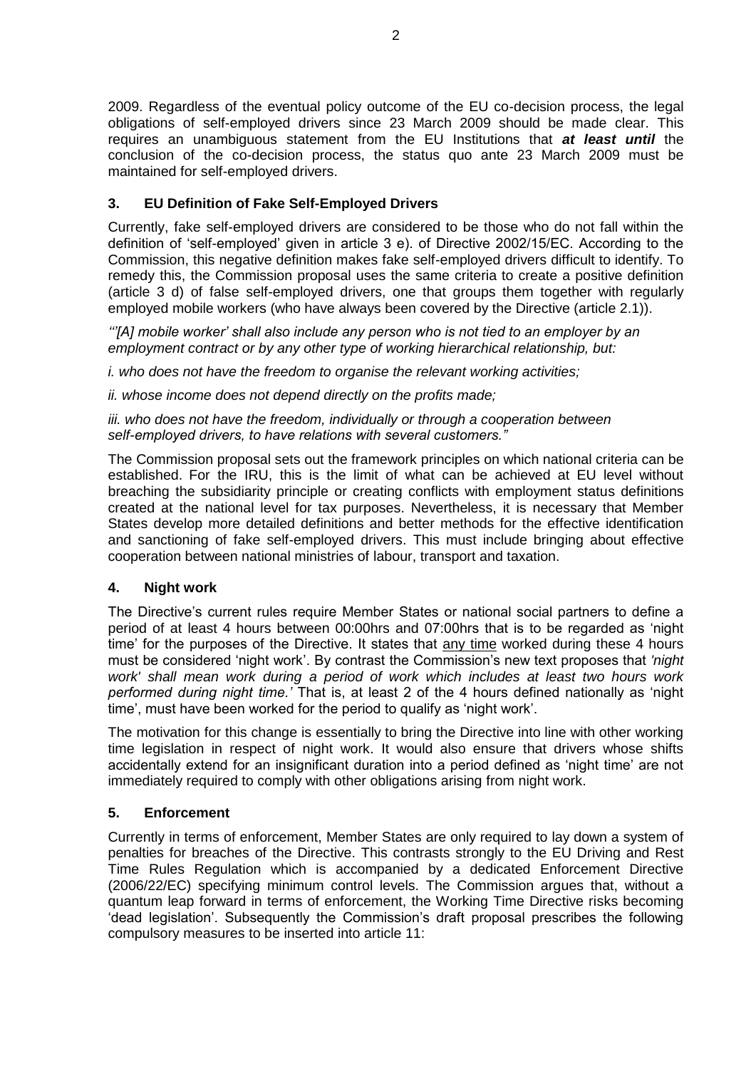2009. Regardless of the eventual policy outcome of the EU co-decision process, the legal obligations of self-employed drivers since 23 March 2009 should be made clear. This requires an unambiguous statement from the EU Institutions that ***at least until*** the conclusion of the co-decision process, the status quo ante 23 March 2009 must be maintained for self-employed drivers.

## 3. EU Definition of Fake Self-Employed Drivers

Currently, fake self-employed drivers are considered to be those who do not fall within the definition of 'self-employed' given in article 3 e). of Directive 2002/15/EC. According to the Commission, this negative definition makes fake self-employed drivers difficult to identify. To remedy this, the Commission proposal uses the same criteria to create a positive definition (article 3 d) of false self-employed drivers, one that groups them together with regularly employed mobile workers (who have always been covered by the Directive (article 2.1)).

*'"[A] mobile worker' shall also include any person who is not tied to an employer by an employment contract or by any other type of working hierarchical relationship, but:*

*i. who does not have the freedom to organise the relevant working activities;*

*ii. whose income does not depend directly on the profits made;*

*iii. who does not have the freedom, individually or through a cooperation between self-employed drivers, to have relations with several customers."*

The Commission proposal sets out the framework principles on which national criteria can be established. For the IRU, this is the limit of what can be achieved at EU level without breaching the subsidiarity principle or creating conflicts with employment status definitions created at the national level for tax purposes. Nevertheless, it is necessary that Member States develop more detailed definitions and better methods for the effective identification and sanctioning of fake self-employed drivers. This must include bringing about effective cooperation between national ministries of labour, transport and taxation.

## 4. Night work

The Directive's current rules require Member States or national social partners to define a period of at least 4 hours between 00:00hrs and 07:00hrs that is to be regarded as 'night time' for the purposes of the Directive. It states that <u>any time</u> worked during these 4 hours must be considered 'night work'. By contrast the Commission's new text proposes that *'night work' shall mean work during a period of work which includes at least two hours work performed during night time.'* That is, at least 2 of the 4 hours defined nationally as 'night time', must have been worked for the period to qualify as 'night work'.

The motivation for this change is essentially to bring the Directive into line with other working time legislation in respect of night work. It would also ensure that drivers whose shifts accidentally extend for an insignificant duration into a period defined as 'night time' are not immediately required to comply with other obligations arising from night work.

## 5. Enforcement

Currently in terms of enforcement, Member States are only required to lay down a system of penalties for breaches of the Directive. This contrasts strongly to the EU Driving and Rest Time Rules Regulation which is accompanied by a dedicated Enforcement Directive (2006/22/EC) specifying minimum control levels. The Commission argues that, without a quantum leap forward in terms of enforcement, the Working Time Directive risks becoming 'dead legislation'. Subsequently the Commission's draft proposal prescribes the following compulsory measures to be inserted into article 11: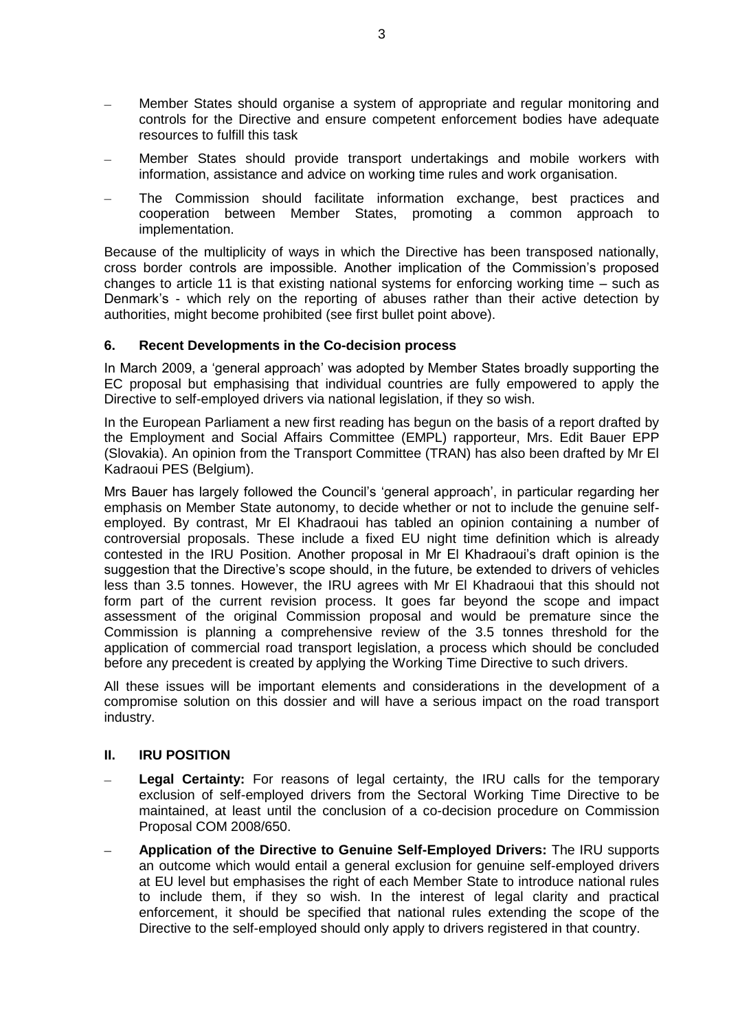- Member States should organise a system of appropriate and regular monitoring and controls for the Directive and ensure competent enforcement bodies have adequate resources to fulfill this task
- Member States should provide transport undertakings and mobile workers with information, assistance and advice on working time rules and work organisation.
- The Commission should facilitate information exchange, best practices and cooperation between Member States, promoting a common approach to implementation.

Because of the multiplicity of ways in which the Directive has been transposed nationally, cross border controls are impossible. Another implication of the Commission's proposed changes to article 11 is that existing national systems for enforcing working time – such as Denmark's - which rely on the reporting of abuses rather than their active detection by authorities, might become prohibited (see first bullet point above).

### 6. Recent Developments in the Co-decision process

In March 2009, a 'general approach' was adopted by Member States broadly supporting the EC proposal but emphasising that individual countries are fully empowered to apply the Directive to self-employed drivers via national legislation, if they so wish.

In the European Parliament a new first reading has begun on the basis of a report drafted by the Employment and Social Affairs Committee (EMPL) rapporteur, Mrs. Edit Bauer EPP (Slovakia). An opinion from the Transport Committee (TRAN) has also been drafted by Mr El Kadraoui PES (Belgium).

Mrs Bauer has largely followed the Council's 'general approach', in particular regarding her emphasis on Member State autonomy, to decide whether or not to include the genuine self-employed. By contrast, Mr El Khadraoui has tabled an opinion containing a number of controversial proposals. These include a fixed EU night time definition which is already contested in the IRU Position. Another proposal in Mr El Khadraoui's draft opinion is the suggestion that the Directive's scope should, in the future, be extended to drivers of vehicles less than 3.5 tonnes. However, the IRU agrees with Mr El Khadraoui that this should not form part of the current revision process. It goes far beyond the scope and impact assessment of the original Commission proposal and would be premature since the Commission is planning a comprehensive review of the 3.5 tonnes threshold for the application of commercial road transport legislation, a process which should be concluded before any precedent is created by applying the Working Time Directive to such drivers.

All these issues will be important elements and considerations in the development of a compromise solution on this dossier and will have a serious impact on the road transport industry.

## II. IRU POSITION

- **Legal Certainty:** For reasons of legal certainty, the IRU calls for the temporary exclusion of self-employed drivers from the Sectoral Working Time Directive to be maintained, at least until the conclusion of a co-decision procedure on Commission Proposal COM 2008/650.
- **Application of the Directive to Genuine Self-Employed Drivers:** The IRU supports an outcome which would entail a general exclusion for genuine self-employed drivers at EU level but emphasises the right of each Member State to introduce national rules to include them, if they so wish. In the interest of legal clarity and practical enforcement, it should be specified that national rules extending the scope of the Directive to the self-employed should only apply to drivers registered in that country.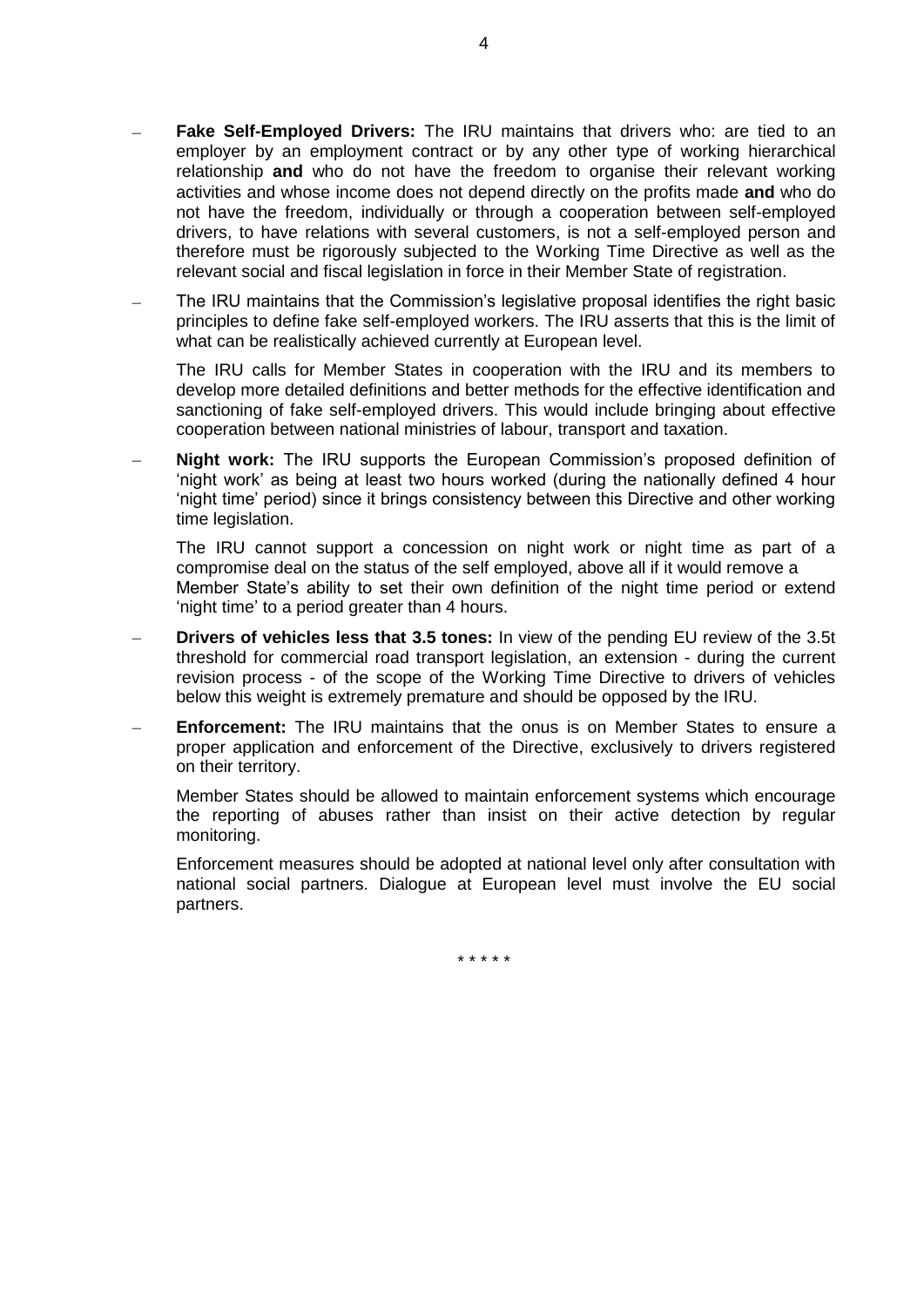- **Fake Self-Employed Drivers:** The IRU maintains that drivers who: are tied to an employer by an employment contract or by any other type of working hierarchical relationship **and** who do not have the freedom to organise their relevant working activities and whose income does not depend directly on the profits made **and** who do not have the freedom, individually or through a cooperation between self-employed drivers, to have relations with several customers, is not a self-employed person and therefore must be rigorously subjected to the Working Time Directive as well as the relevant social and fiscal legislation in force in their Member State of registration.

- The IRU maintains that the Commission's legislative proposal identifies the right basic principles to define fake self-employed workers. The IRU asserts that this is the limit of what can be realistically achieved currently at European level.

  The IRU calls for Member States in cooperation with the IRU and its members to develop more detailed definitions and better methods for the effective identification and sanctioning of fake self-employed drivers. This would include bringing about effective cooperation between national ministries of labour, transport and taxation.

- **Night work:** The IRU supports the European Commission's proposed definition of 'night work' as being at least two hours worked (during the nationally defined 4 hour 'night time' period) since it brings consistency between this Directive and other working time legislation.

  The IRU cannot support a concession on night work or night time as part of a compromise deal on the status of the self employed, above all if it would remove a Member State's ability to set their own definition of the night time period or extend 'night time' to a period greater than 4 hours.

- **Drivers of vehicles less that 3.5 tones:** In view of the pending EU review of the 3.5t threshold for commercial road transport legislation, an extension - during the current revision process - of the scope of the Working Time Directive to drivers of vehicles below this weight is extremely premature and should be opposed by the IRU.

- **Enforcement:** The IRU maintains that the onus is on Member States to ensure a proper application and enforcement of the Directive, exclusively to drivers registered on their territory.

  Member States should be allowed to maintain enforcement systems which encourage the reporting of abuses rather than insist on their active detection by regular monitoring.

  Enforcement measures should be adopted at national level only after consultation with national social partners. Dialogue at European level must involve the EU social partners.

\* \* \* \* \*